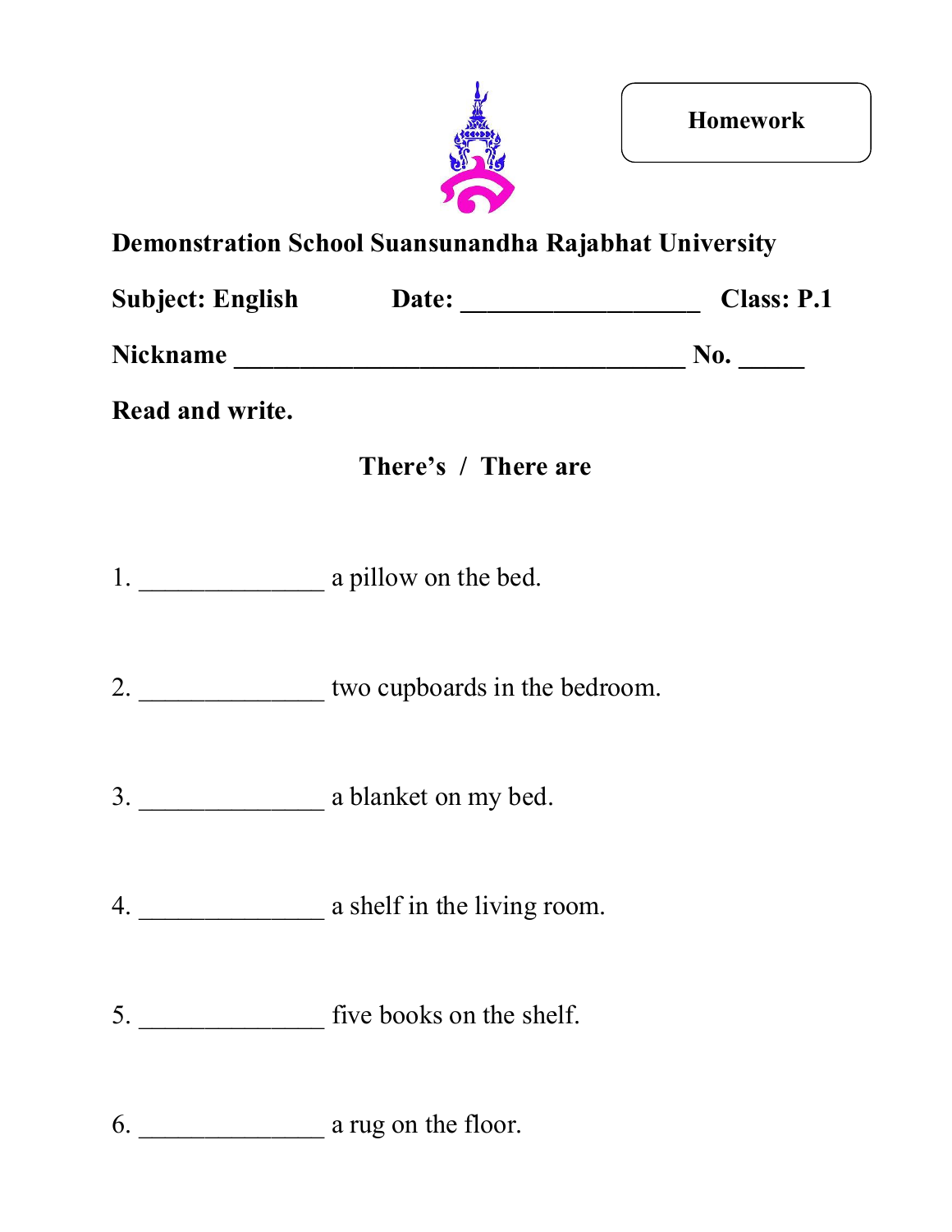**Homework**

**Demonstration School Suansunandha Rajabhat University**

**Subject: English** **Date: ___________________** **Class: P.1**

**Nickname ____________________________________** **No. _____**

**Read and write.**

**There's / There are**

1. _______________ a pillow on the bed.

2. _______________ two cupboards in the bedroom.

3. _______________ a blanket on my bed.

4. _______________ a shelf in the living room.

5. _______________ five books on the shelf.

6. _______________ a rug on the floor.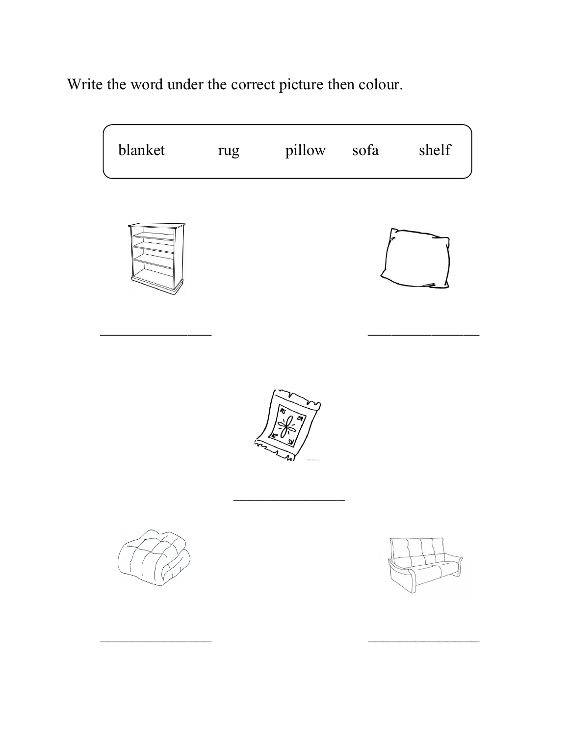Write the word under the correct picture then colour.

| blanket | rug | pillow | sofa | shelf |
|---|---|---|---|---|

________________ &nbsp;&nbsp;&nbsp;&nbsp;&nbsp;&nbsp;&nbsp;&nbsp; ________________

________________

________________ &nbsp;&nbsp;&nbsp;&nbsp;&nbsp;&nbsp;&nbsp;&nbsp; ________________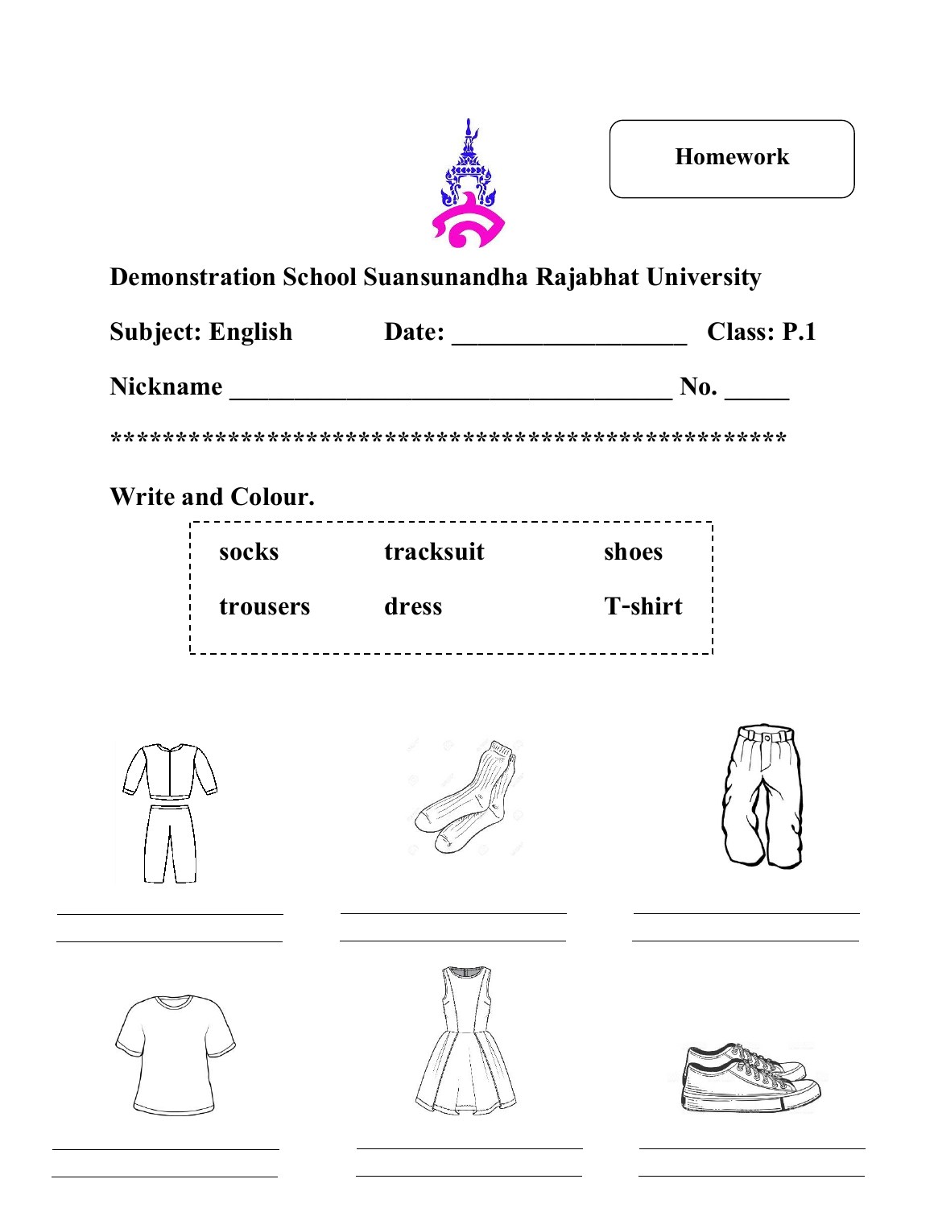Homework

**Demonstration School Suansunandha Rajabhat University**

**Subject: English** **Date: ________________** **Class: P.1**

**Nickname ________________________________ No. _____**

**************************************************

**Write and Colour.**

| | | |
|---|---|---|
| **socks** | **tracksuit** | **shoes** |
| **trousers** | **dress** | **T-shirt** |

______________________ ______________________ ______________________

______________________ ______________________ ______________________

______________________ ______________________ ______________________

______________________ ______________________ ______________________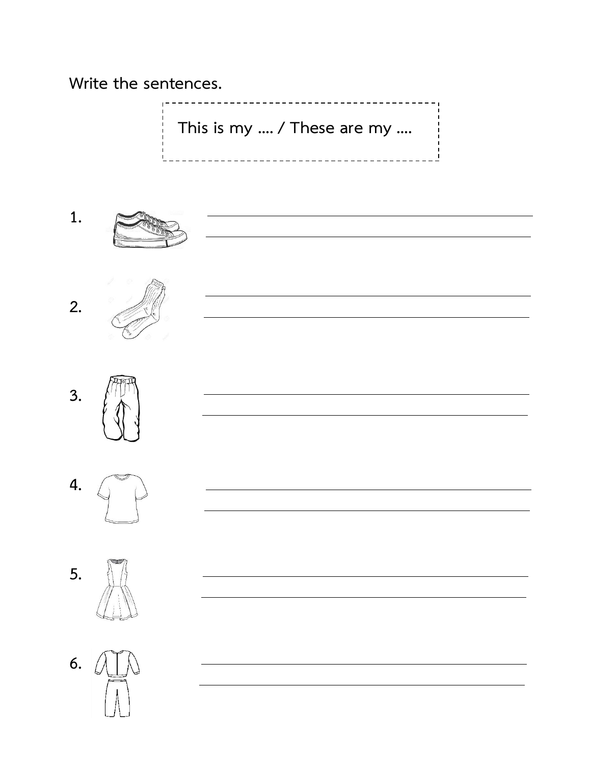Write the sentences.

This is my .... / These are my ....

1. ______________________________

2. ______________________________

3. ______________________________

4. ______________________________

5. ______________________________

6. ______________________________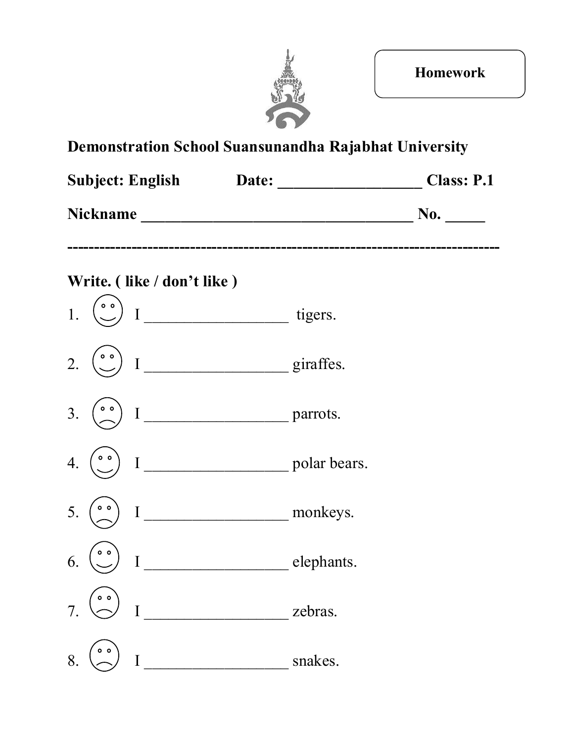**Homework**

**Demonstration School Suansunandha Rajabhat University**

**Subject: English** **Date: __________________ Class: P.1**

**Nickname ___________________________________ No. _____**

---

**Write. ( like / don't like )**

1. I __________________ tigers.

2. I __________________ giraffes.

3. I __________________ parrots.

4. I __________________ polar bears.

5. I __________________ monkeys.

6. I __________________ elephants.

7. I __________________ zebras.

8. I __________________ snakes.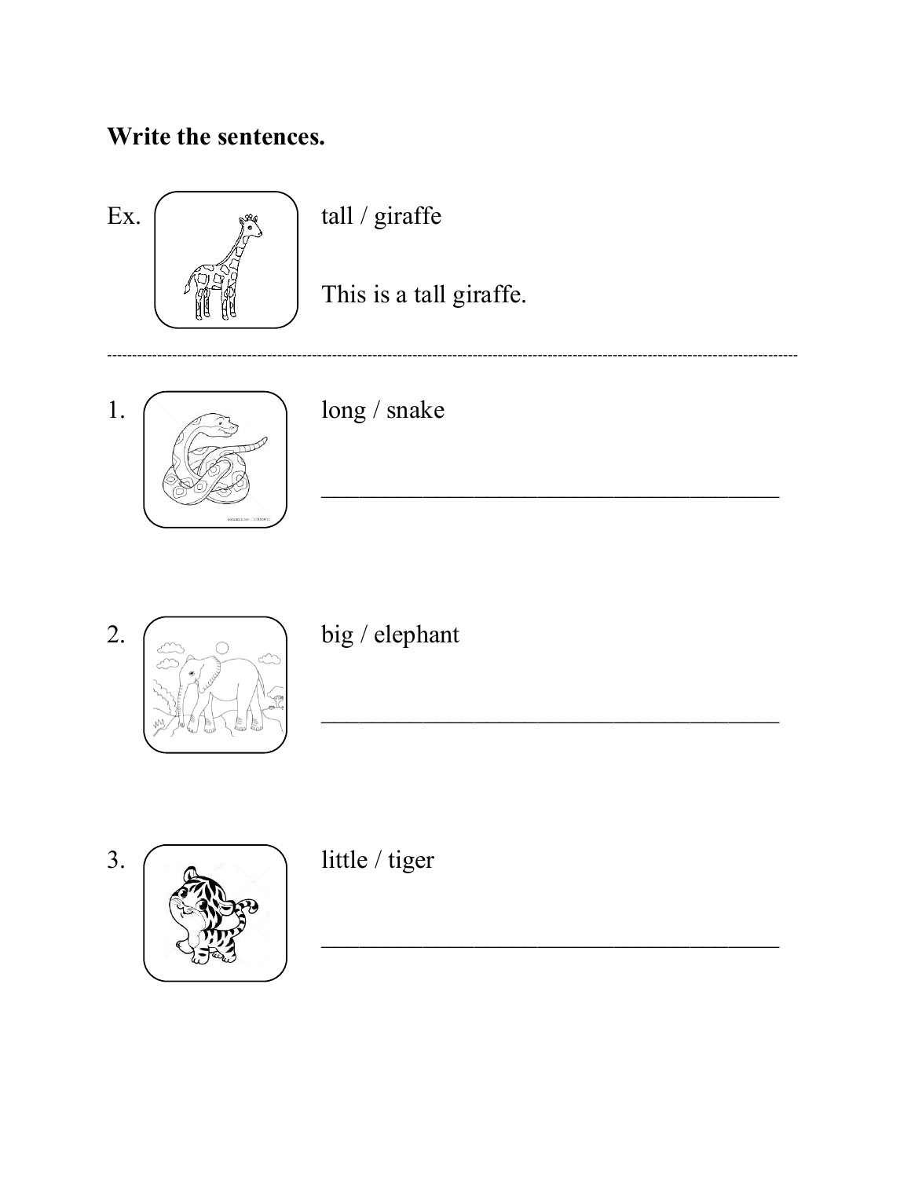**Write the sentences.**

Ex. tall / giraffe

This is a tall giraffe.

---

1. long / snake

   ________________________________________

2. big / elephant

   ________________________________________

3. little / tiger

   ________________________________________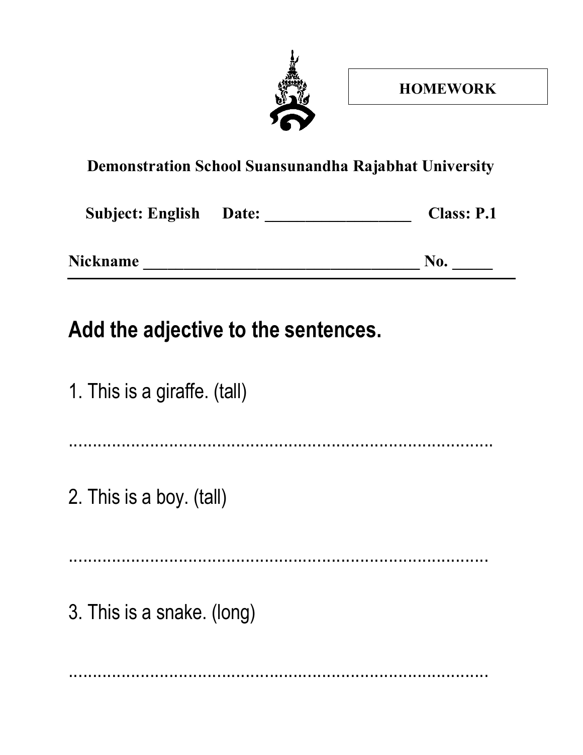**HOMEWORK**

**Demonstration School Suansunandha Rajabhat University**

**Subject: English Date: ___________________ Class: P.1**

**Nickname ____________________________________ No. _____**

## Add the adjective to the sentences.

1. This is a giraffe. (tall)

..................................................................................................

2. This is a boy. (tall)

..................................................................................................

3. This is a snake. (long)

..................................................................................................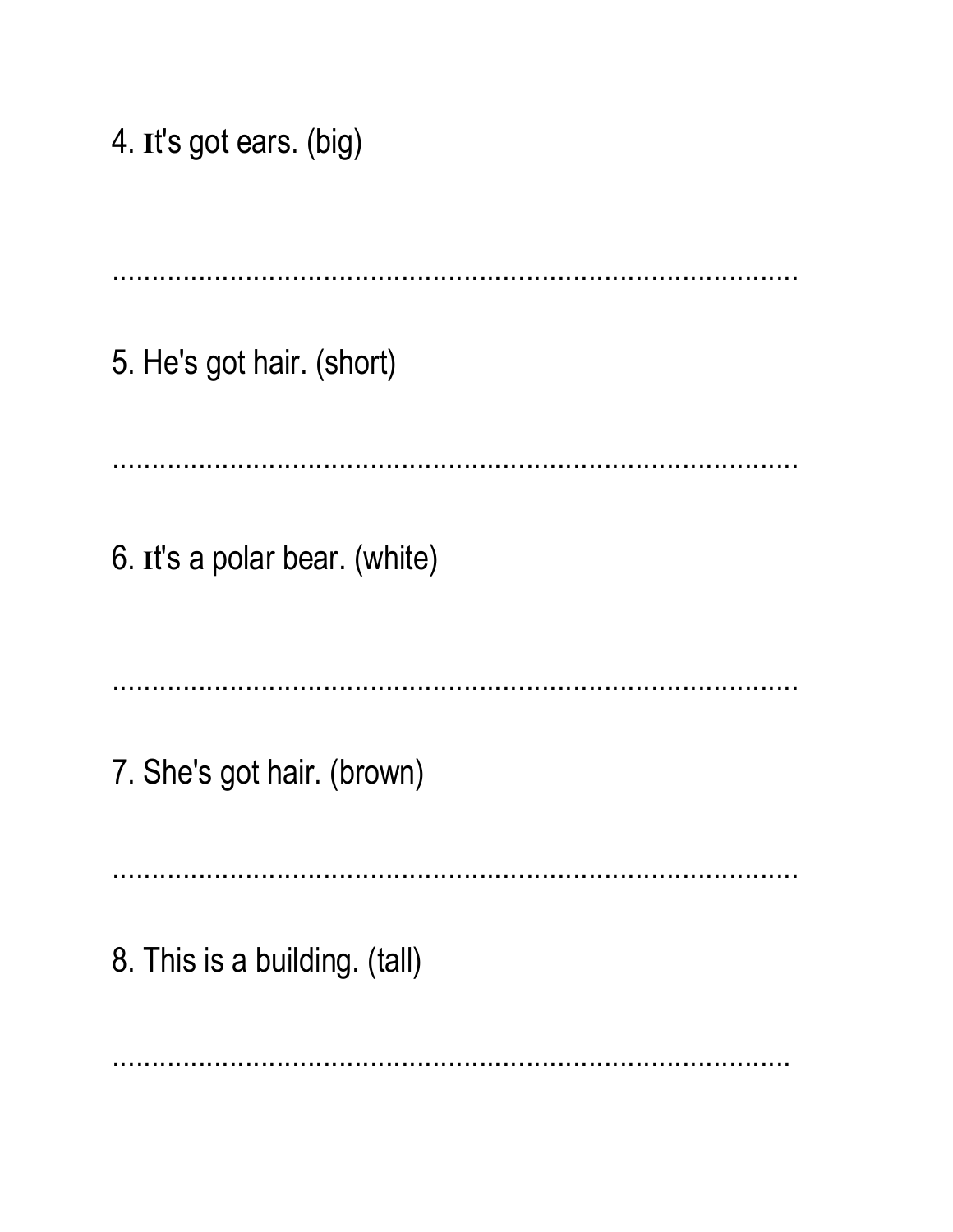4. It's got ears. (big)

.............................................................................................

5. He's got hair. (short)

.............................................................................................

6. It's a polar bear. (white)

.............................................................................................

7. She's got hair. (brown)

.............................................................................................

8. This is a building. (tall)

............................................................................................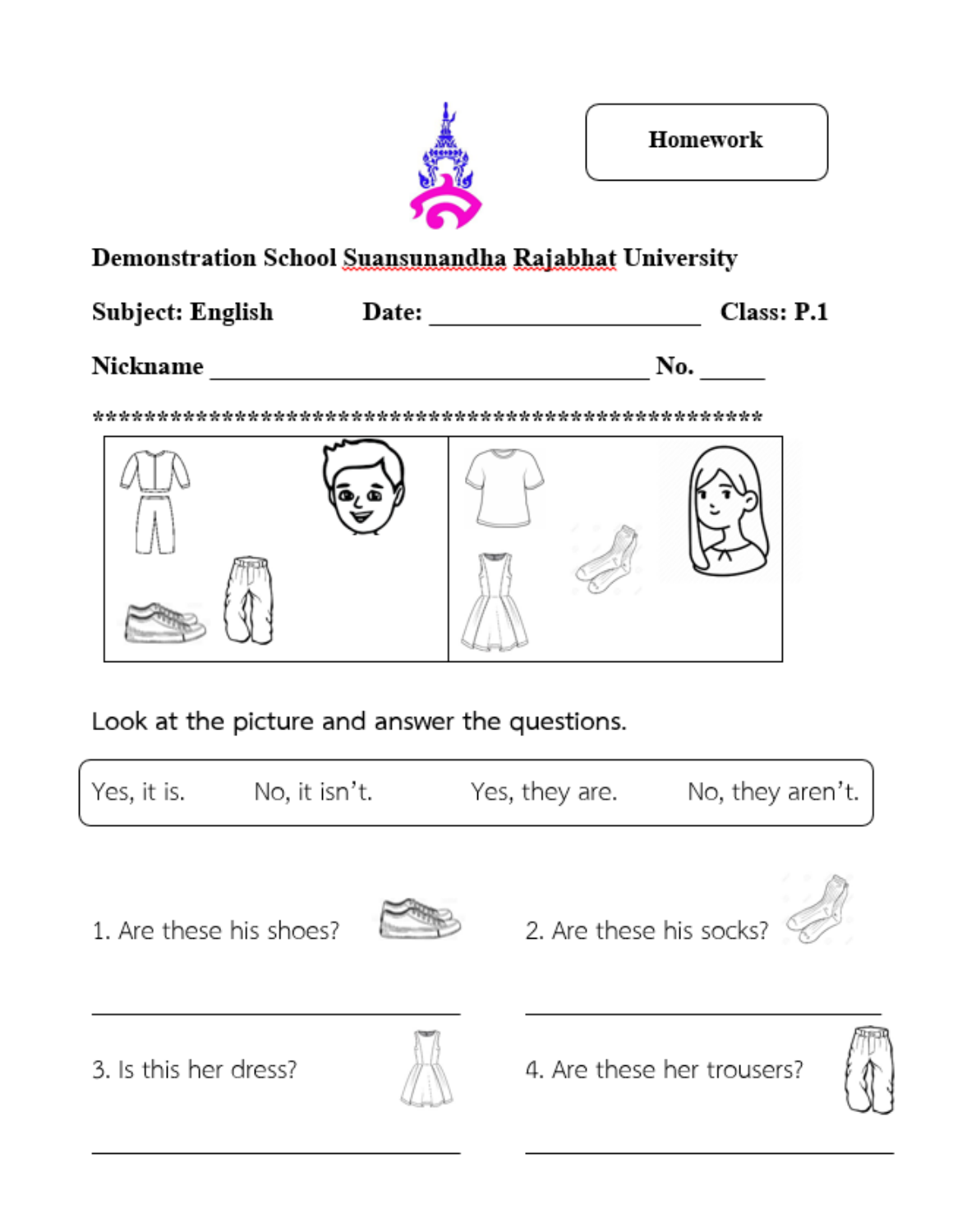**Homework**

**Demonstration School Suansunandha Rajabhat University**

**Subject: English** **Date:** ____________________ **Class: P.1**

**Nickname** ________________________________ **No.** _____

**************************************************

Look at the picture and answer the questions.

| Yes, it is. | No, it isn't. | Yes, they are. | No, they aren't. |
|---|---|---|---|

1. Are these his shoes?

___________________________

2. Are these his socks?

___________________________

3. Is this her dress?

___________________________

4. Are these her trousers?

___________________________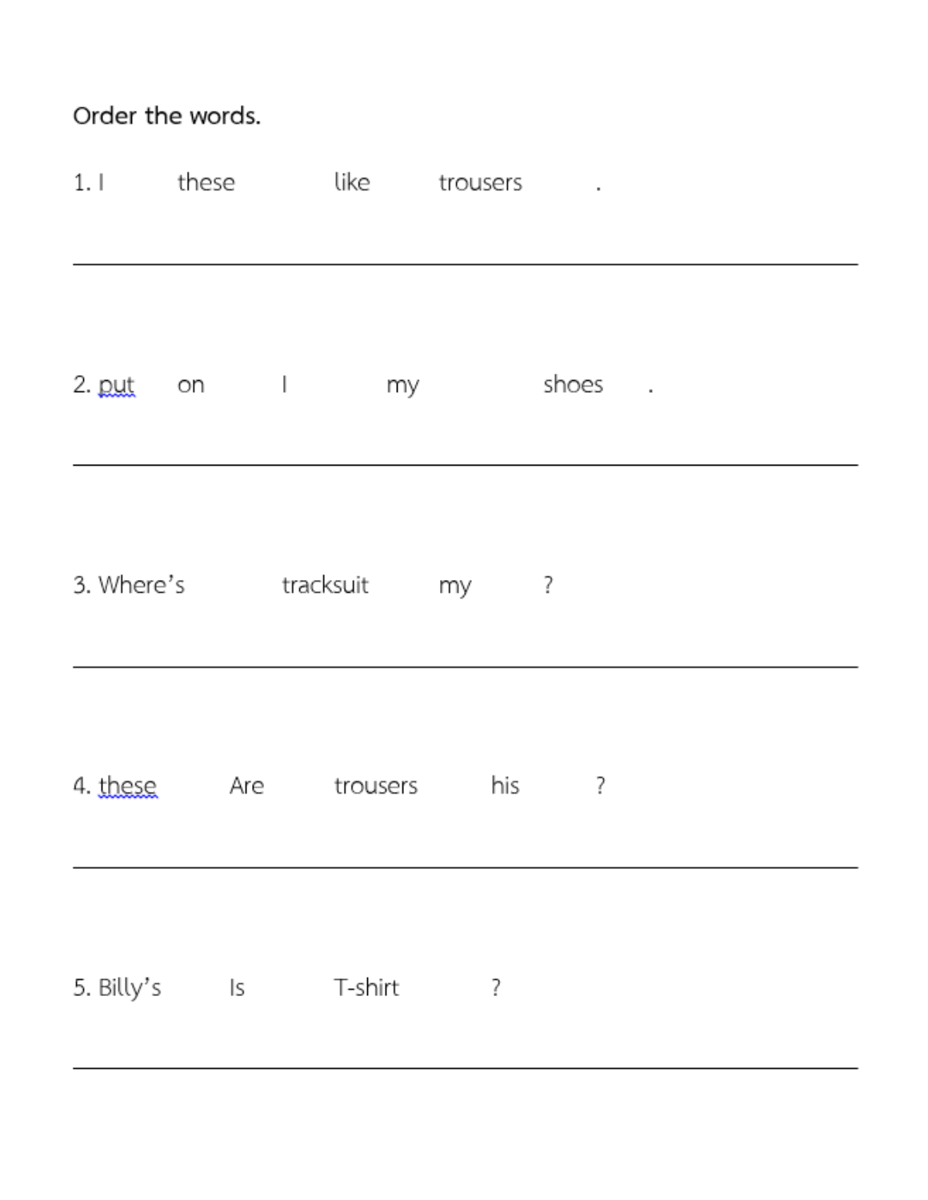Order the words.

1. I these like trousers .

---

2. put on I my shoes .

---

3. Where's tracksuit my ?

---

4. these Are trousers his ?

---

5. Billy's Is T-shirt ?

---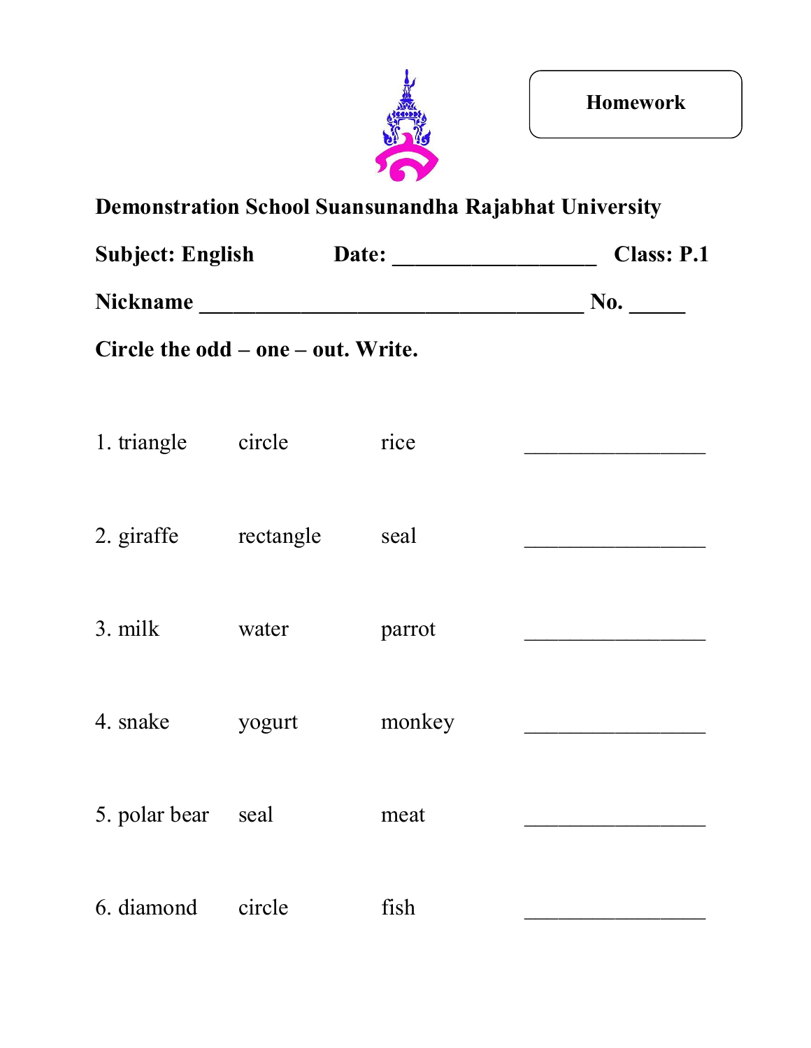**Homework**

**Demonstration School Suansunandha Rajabhat University**

**Subject: English** **Date: ___________________** **Class: P.1**

**Nickname ____________________________________ No. _____**

**Circle the odd – one – out. Write.**

| | | | |
|---|---|---|---|
| 1. triangle | circle | rice | _________________ |
| 2. giraffe | rectangle | seal | _________________ |
| 3. milk | water | parrot | _________________ |
| 4. snake | yogurt | monkey | _________________ |
| 5. polar bear | seal | meat | _________________ |
| 6. diamond | circle | fish | _________________ |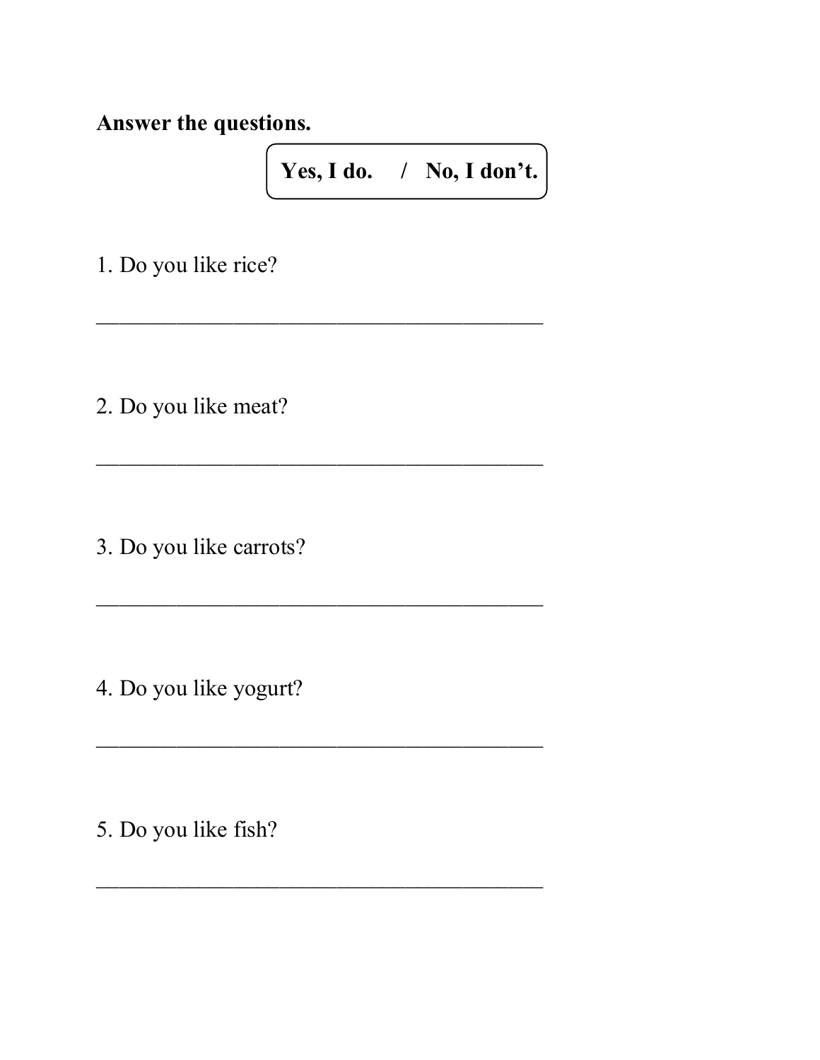**Answer the questions.**

**Yes, I do. / No, I don't.**

1. Do you like rice?

________________________________________

2. Do you like meat?

________________________________________

3. Do you like carrots?

________________________________________

4. Do you like yogurt?

________________________________________

5. Do you like fish?

________________________________________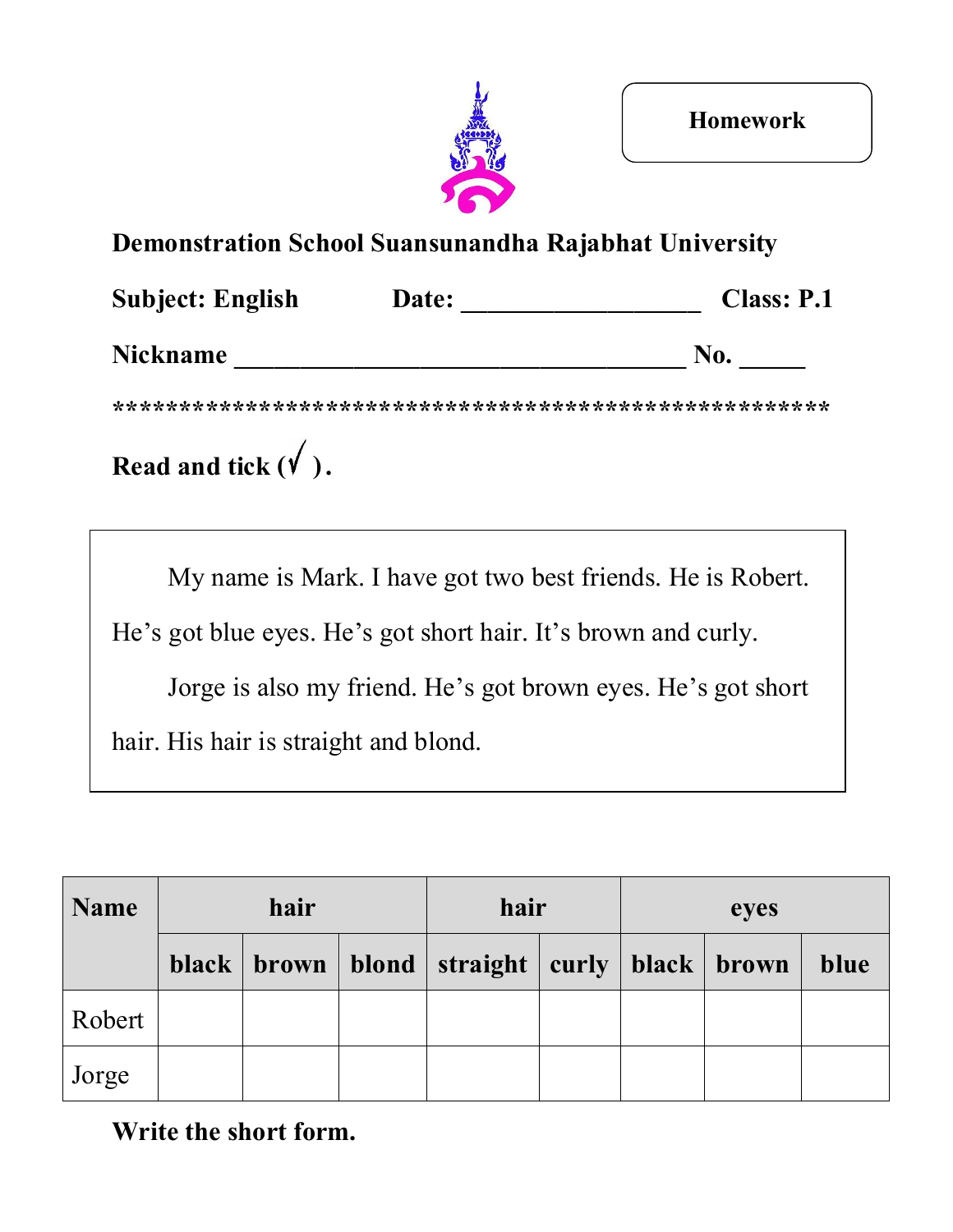**Homework**

**Demonstration School Suansunandha Rajabhat University**

**Subject: English** **Date: __________________** **Class: P.1**

**Nickname _________________________________ No. _____**

****************************************************

**Read and tick (√ ).**

My name is Mark. I have got two best friends. He is Robert. He's got blue eyes. He's got short hair. It's brown and curly.

Jorge is also my friend. He's got brown eyes. He's got short hair. His hair is straight and blond.

| **Name** | **hair** | | | **hair** | | **eyes** | | |
|---|---|---|---|---|---|---|---|---|
| | **black** | **brown** | **blond** | **straight** | **curly** | **black** | **brown** | **blue** |
| Robert | | | | | | | | |
| Jorge | | | | | | | | |

**Write the short form.**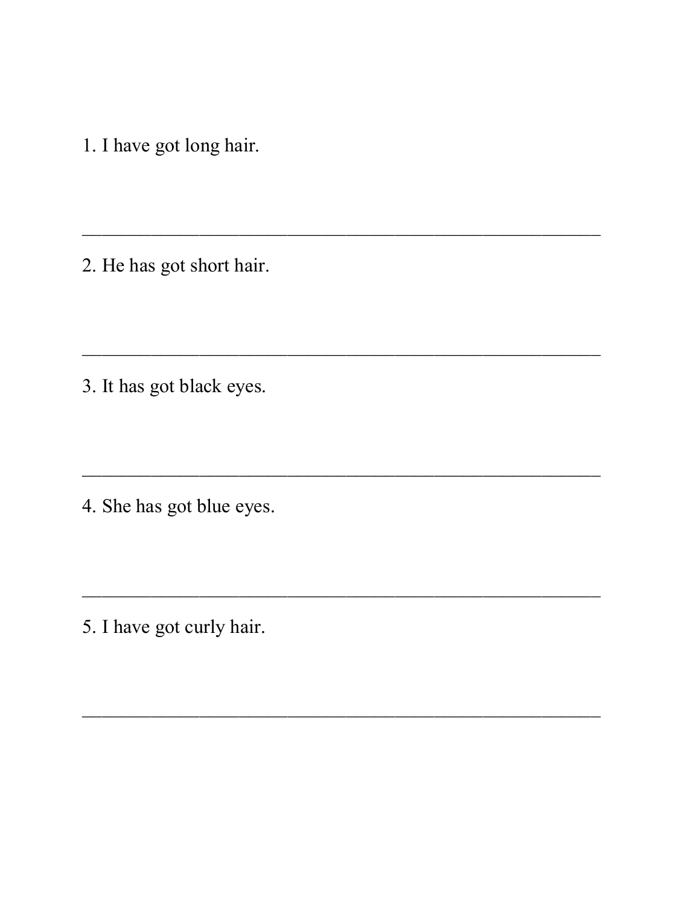1. I have got long hair.

_______________________________________________

2. He has got short hair.

_______________________________________________

3. It has got black eyes.

_______________________________________________

4. She has got blue eyes.

_______________________________________________

5. I have got curly hair.

_______________________________________________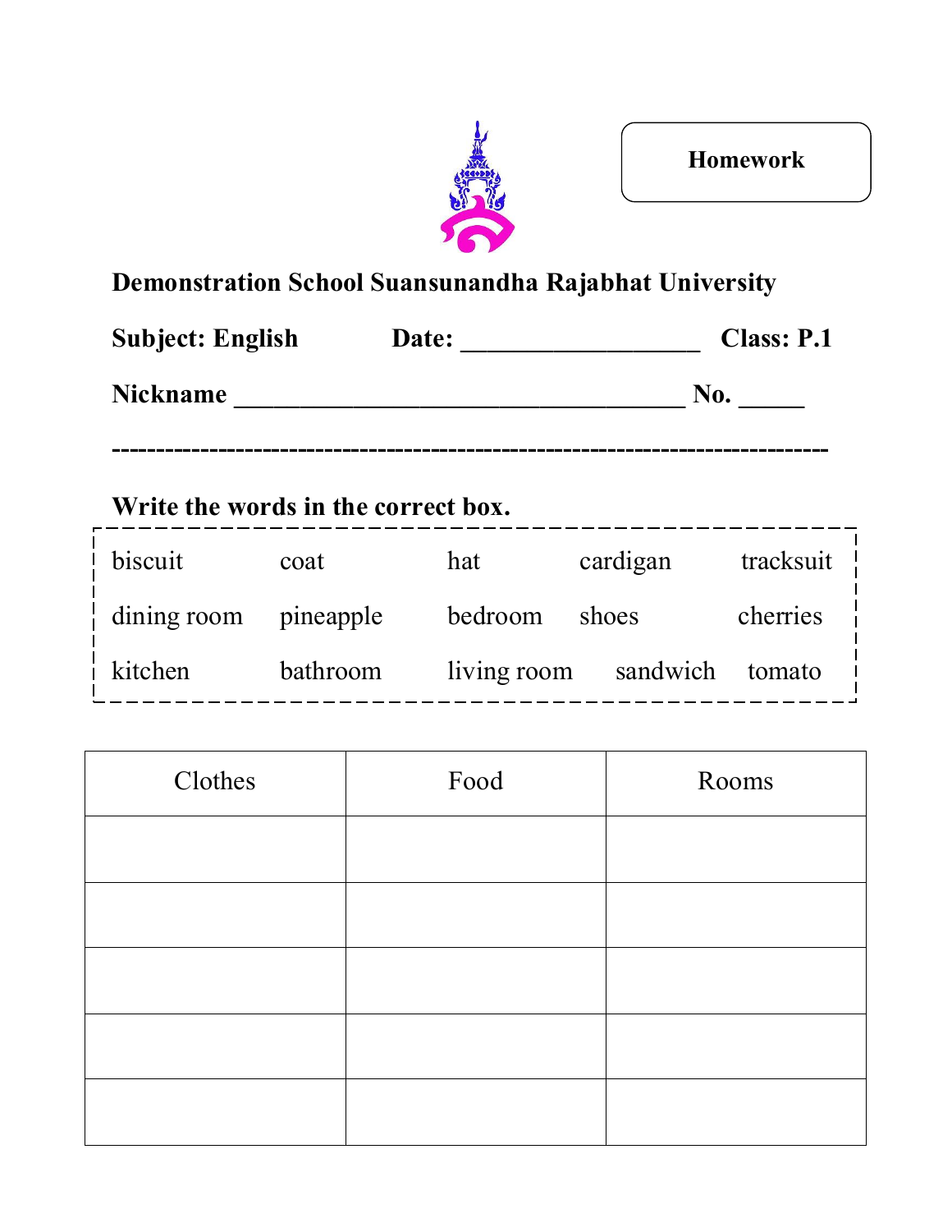**Homework**

**Demonstration School Suansunandha Rajabhat University**

**Subject: English** **Date: __________________** **Class: P.1**

**Nickname ___________________________________ No. _____**

-------------------------------------------------------------------------------

**Write the words in the correct box.**

| | | | | |
|---|---|---|---|---|
| biscuit | coat | hat | cardigan | tracksuit |
| dining room | pineapple | bedroom | shoes | cherries |
| kitchen | bathroom | living room | sandwich | tomato |

| Clothes | Food | Rooms |
|---|---|---|
| | | |
| | | |
| | | |
| | | |
| | | |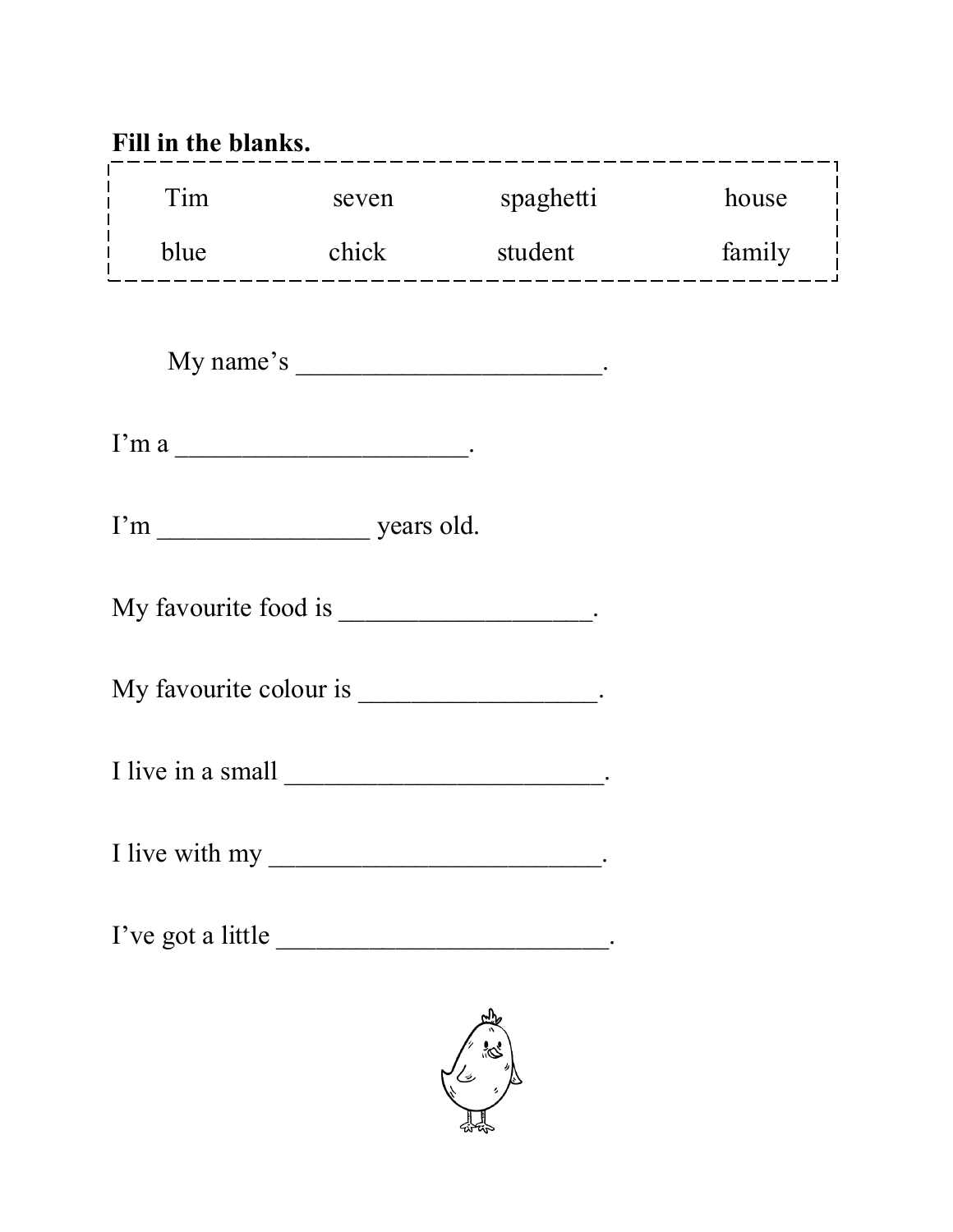**Fill in the blanks.**

| Tim | seven | spaghetti | house |
| --- | --- | --- | --- |
| blue | chick | student | family |

My name's _______________________.

I'm a ______________________.

I'm ________________ years old.

My favourite food is ___________________.

My favourite colour is __________________.

I live in a small ________________________.

I live with my _________________________.

I've got a little _________________________.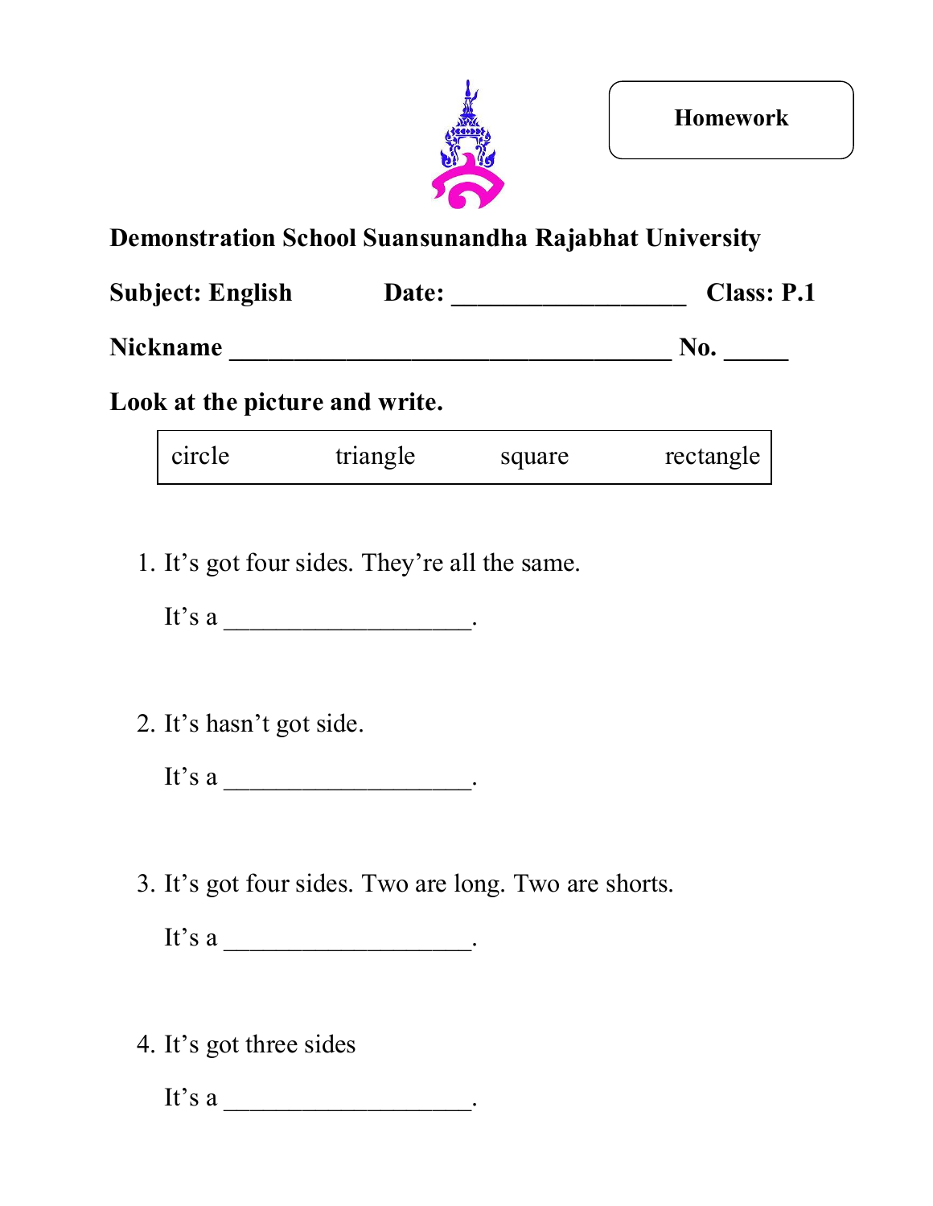**Homework**

**Demonstration School Suansunandha Rajabhat University**

**Subject: English** **Date: __________________** **Class: P.1**

**Nickname __________________________________ No. _____**

**Look at the picture and write.**

| circle | triangle | square | rectangle |
|---|---|---|---|

1. It’s got four sides. They’re all the same.

   It’s a ___________________.

2. It’s hasn’t got side.

   It’s a ___________________.

3. It’s got four sides. Two are long. Two are shorts.

   It’s a ___________________.

4. It’s got three sides

   It’s a ___________________.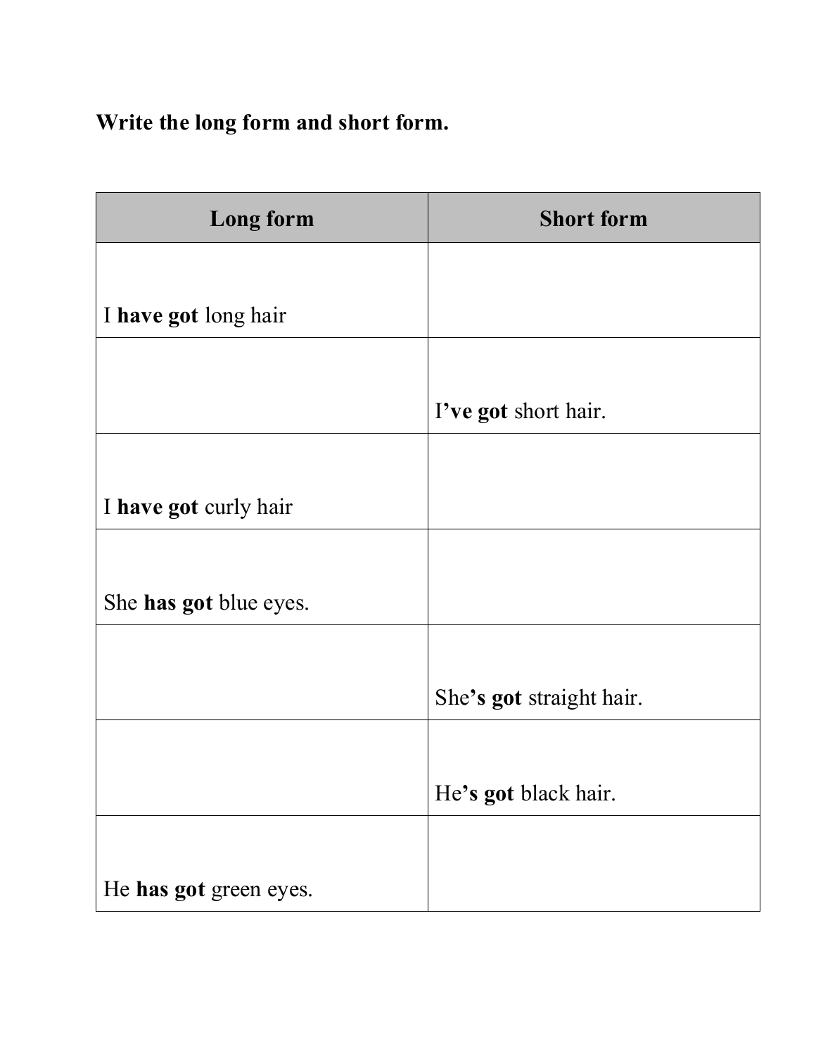**Write the long form and short form.**

| Long form | Short form |
| --- | --- |
| I **have got** long hair | |
| | I**'ve got** short hair. |
| I **have got** curly hair | |
| She **has got** blue eyes. | |
| | She**'s got** straight hair. |
| | He**'s got** black hair. |
| He **has got** green eyes. | |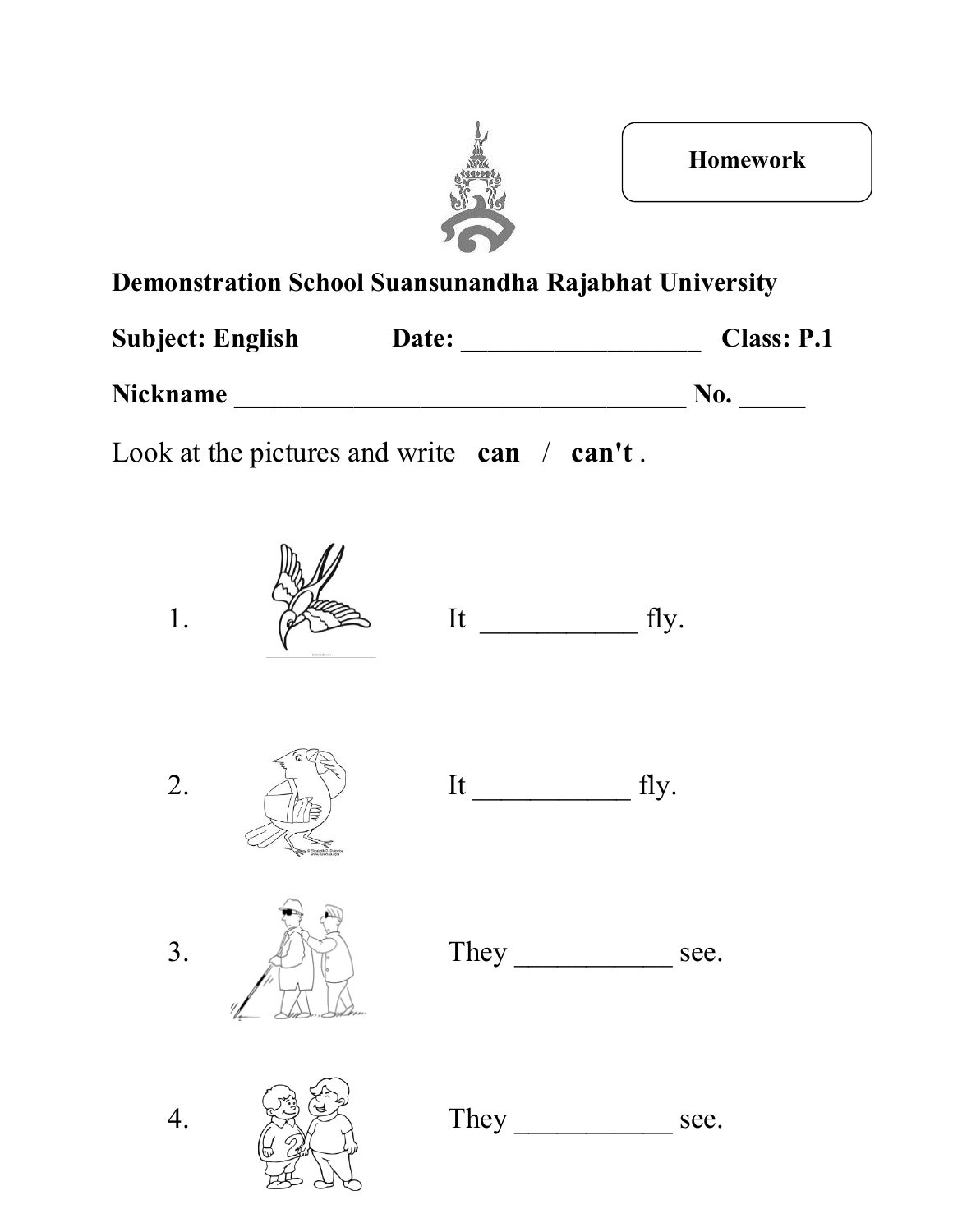Homework

**Demonstration School Suansunandha Rajabhat University**

**Subject: English** **Date: ___________________** **Class: P.1**

**Nickname ___________________________________ No. _____**

Look at the pictures and write **can** / **can't** .

1. It ___________ fly.

2. It ___________ fly.

3. They ___________ see.

4. They ___________ see.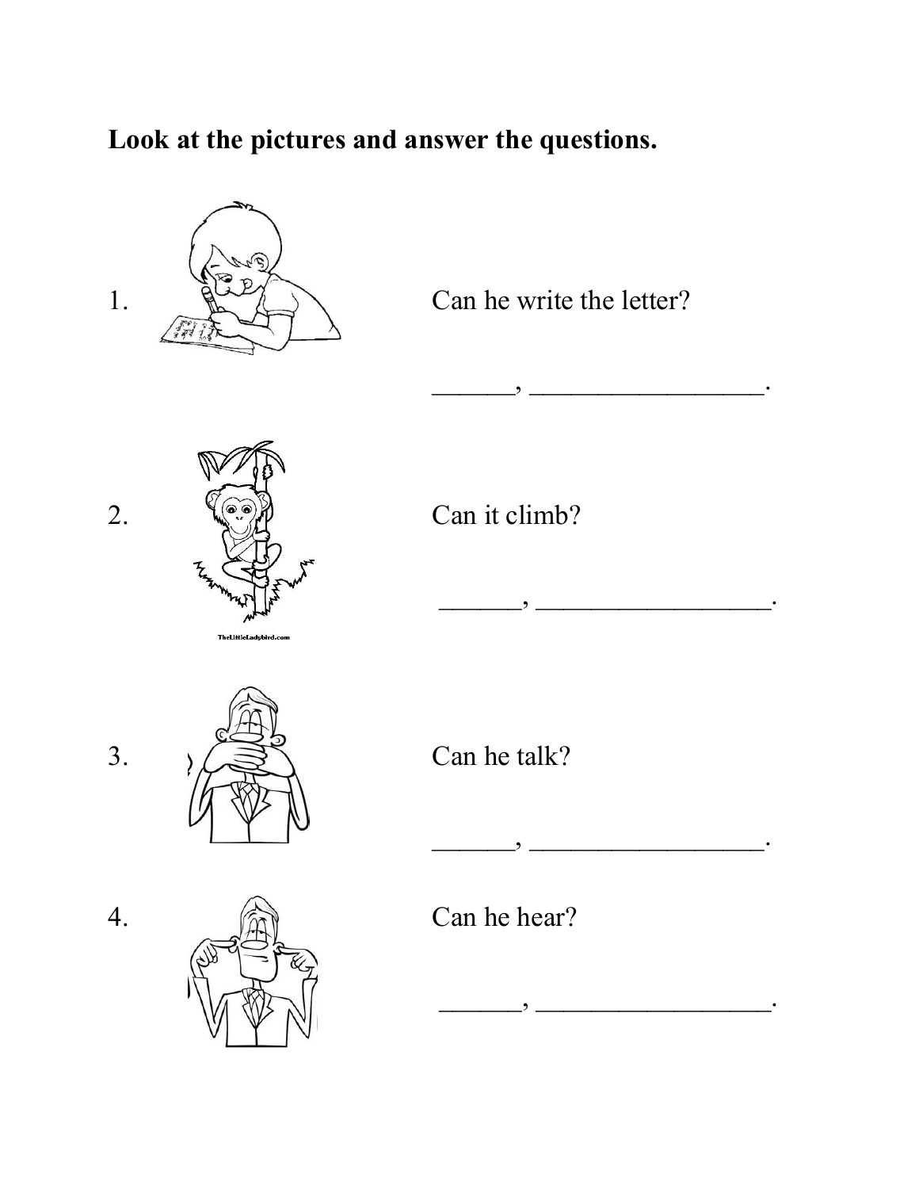**Look at the pictures and answer the questions.**

1. Can he write the letter?

   ______, ________________.

2. Can it climb?

   ______, ________________.

TheLittleLadybird.com

3. Can he talk?

   ______, ________________.

4. Can he hear?

   ______, ________________.